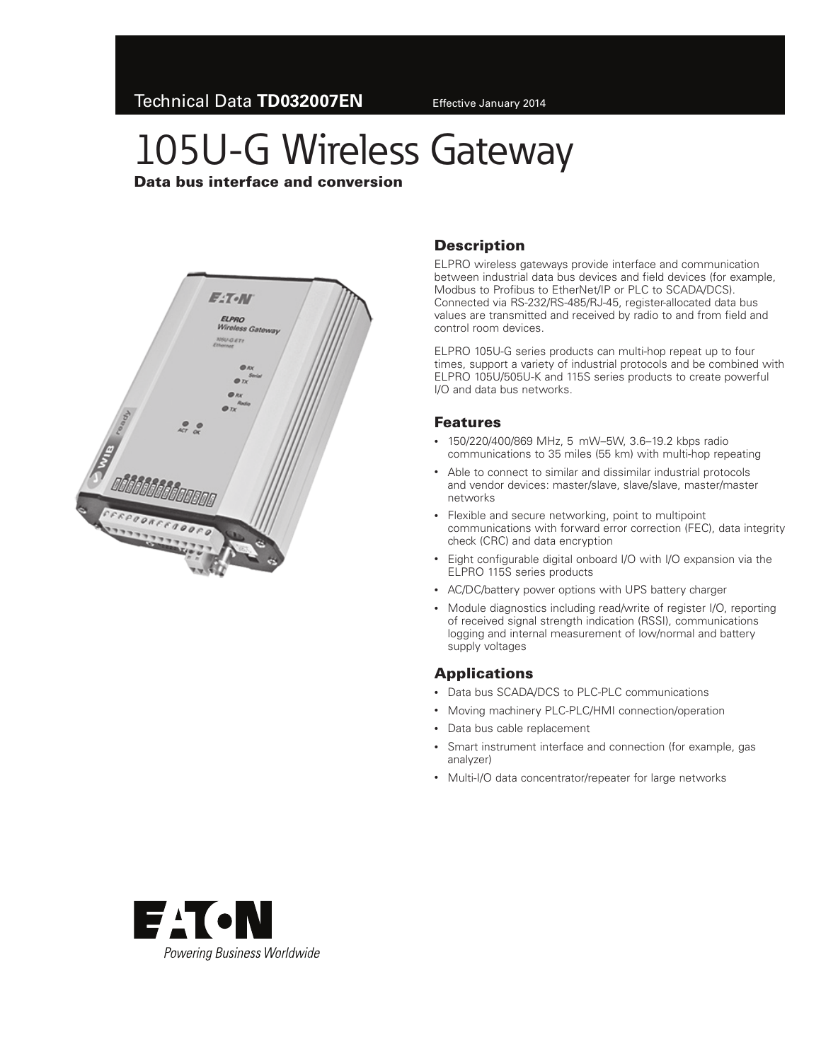Technical Data **TD032007EN** Effective January 2014

# 105U-G Wireless Gateway

**Data bus interface and conversion**

## Description

ELPRO wireless gateways provide interface and communication between industrial data bus devices and field devices (for example, Modbus to Profibus to EtherNet/IP or PLC to SCADA/DCS). Connected via RS-232/RS-485/RJ-45, register-allocated data bus values are transmitted and received by radio to and from field and control room devices.

ELPRO 105U-G series products can multi-hop repeat up to four times, support a variety of industrial protocols and be combined with ELPRO 105U/505U-K and 115S series products to create powerful I/O and data bus networks.

## Features

- 150/220/400/869 MHz, 5 mW–5W, 3.6–19.2 kbps radio communications to 35 miles (55 km) with multi-hop repeating
- Able to connect to similar and dissimilar industrial protocols and vendor devices: master/slave, slave/slave, master/master networks
- Flexible and secure networking, point to multipoint communications with forward error correction (FEC), data integrity check (CRC) and data encryption
- Eight configurable digital onboard I/O with I/O expansion via the ELPRO 115S series products
- AC/DC/battery power options with UPS battery charger
- Module diagnostics including read/write of register I/O, reporting of received signal strength indication (RSSI), communications logging and internal measurement of low/normal and battery supply voltages

## Applications

- Data bus SCADA/DCS to PLC-PLC communications
- Moving machinery PLC-PLC/HMI connection/operation
- Data bus cable replacement
- Smart instrument interface and connection (for example, gas analyzer)
- Multi-I/O data concentrator/repeater for large networks

Powering Business Worldwide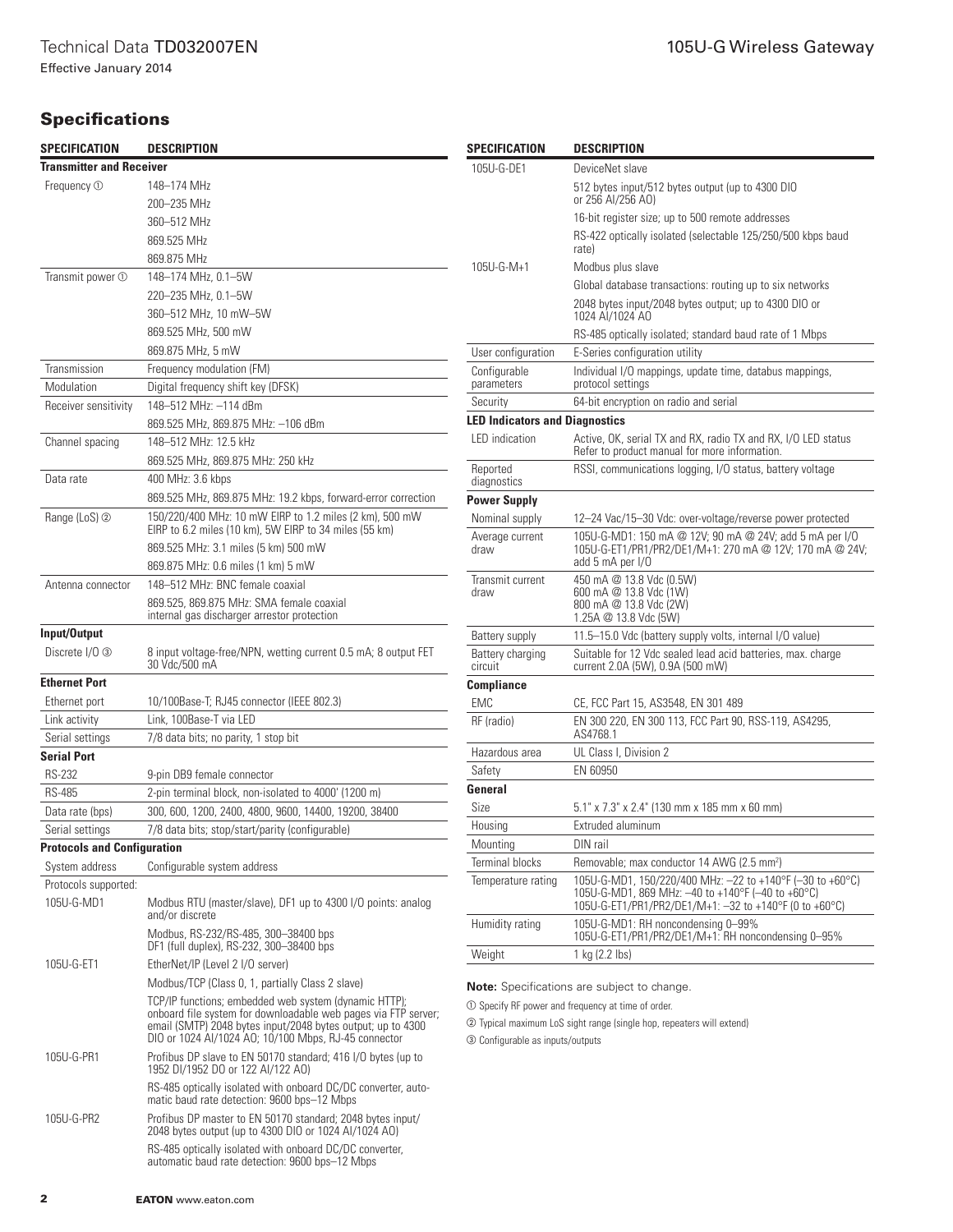## Specifications

| SPECIFICATION | DESCRIPTION |
| --- | --- |
| **Transmitter and Receiver** | |
| Frequency ① | 148–174 MHz |
| | 200–235 MHz |
| | 360–512 MHz |
| | 869.525 MHz |
| | 869.875 MHz |
| Transmit power ① | 148–174 MHz, 0.1–5W |
| | 220–235 MHz, 0.1–5W |
| | 360–512 MHz, 10 mW–5W |
| | 869.525 MHz, 500 mW |
| | 869.875 MHz, 5 mW |
| Transmission | Frequency modulation (FM) |
| Modulation | Digital frequency shift key (DFSK) |
| Receiver sensitivity | 148–512 MHz: –114 dBm |
| | 869.525 MHz, 869.875 MHz: –106 dBm |
| Channel spacing | 148–512 MHz: 12.5 kHz |
| | 869.525 MHz, 869.875 MHz: 250 kHz |
| Data rate | 400 MHz: 3.6 kbps |
| | 869.525 MHz, 869.875 MHz: 19.2 kbps, forward-error correction |
| Range (LoS) ② | 150/220/400 MHz: 10 mW EIRP to 1.2 miles (2 km), 500 mW EIRP to 6.2 miles (10 km), 5W EIRP to 34 miles (55 km) |
| | 869.525 MHz: 3.1 miles (5 km) 500 mW |
| | 869.875 MHz: 0.6 miles (1 km) 5 mW |
| Antenna connector | 148–512 MHz: BNC female coaxial |
| | 869.525, 869.875 MHz: SMA female coaxial internal gas discharger arrestor protection |
| **Input/Output** | |
| Discrete I/O ③ | 8 input voltage-free/NPN, wetting current 0.5 mA; 8 output FET 30 Vdc/500 mA |
| **Ethernet Port** | |
| Ethernet port | 10/100Base-T; RJ45 connector (IEEE 802.3) |
| Link activity | Link, 100Base-T via LED |
| Serial settings | 7/8 data bits; no parity, 1 stop bit |
| **Serial Port** | |
| RS-232 | 9-pin DB9 female connector |
| RS-485 | 2-pin terminal block, non-isolated to 4000' (1200 m) |
| Data rate (bps) | 300, 600, 1200, 2400, 4800, 9600, 14400, 19200, 38400 |
| Serial settings | 7/8 data bits; stop/start/parity (configurable) |
| **Protocols and Configuration** | |
| System address | Configurable system address |
| Protocols supported: | |
| 105U-G-MD1 | Modbus RTU (master/slave), DF1 up to 4300 I/O points: analog and/or discrete |
| | Modbus, RS-232/RS-485, 300–38400 bps DF1 (full duplex), RS-232, 300–38400 bps |
| 105U-G-ET1 | EtherNet/IP (Level 2 I/O server) |
| | Modbus/TCP (Class 0, 1, partially Class 2 slave) |
| | TCP/IP functions; embedded web system (dynamic HTTP); onboard file system for downloadable web pages via FTP server; email (SMTP) 2048 bytes input/2048 bytes output; up to 4300 DIO or 1024 AI/1024 AO; 10/100 Mbps, RJ-45 connector |
| 105U-G-PR1 | Profibus DP slave to EN 50170 standard; 416 I/O bytes (up to 1952 DI/1952 DO or 122 AI/122 AO) |
| | RS-485 optically isolated with onboard DC/DC converter, automatic baud rate detection: 9600 bps–12 Mbps |
| 105U-G-PR2 | Profibus DP master to EN 50170 standard; 2048 bytes input/ 2048 bytes output (up to 4300 DIO or 1024 AI/1024 AO) |
| | RS-485 optically isolated with onboard DC/DC converter, automatic baud rate detection: 9600 bps–12 Mbps |
| 105U-G-DE1 | DeviceNet slave |
| | 512 bytes input/512 bytes output (up to 4300 DIO or 256 AI/256 AO) |
| | 16-bit register size; up to 500 remote addresses |
| | RS-422 optically isolated (selectable 125/250/500 kbps baud rate) |
| 105U-G-M+1 | Modbus plus slave |
| | Global database transactions: routing up to six networks |
| | 2048 bytes input/2048 bytes output; up to 4300 DIO or 1024 AI/1024 AO |
| | RS-485 optically isolated; standard baud rate of 1 Mbps |
| User configuration | E-Series configuration utility |
| Configurable parameters | Individual I/O mappings, update time, databus mappings, protocol settings |
| Security | 64-bit encryption on radio and serial |
| **LED Indicators and Diagnostics** | |
| LED indication | Active, OK, serial TX and RX, radio TX and RX, I/O LED status Refer to product manual for more information. |
| Reported diagnostics | RSSI, communications logging, I/O status, battery voltage |
| **Power Supply** | |
| Nominal supply | 12–24 Vac/15–30 Vdc: over-voltage/reverse power protected |
| Average current draw | 105U-G-MD1: 150 mA @ 12V; 90 mA @ 24V; add 5 mA per I/O 105U-G-ET1/PR1/PR2/DE1/M+1: 270 mA @ 12V; 170 mA @ 24V; add 5 mA per I/O |
| Transmit current draw | 450 mA @ 13.8 Vdc (0.5W) 600 mA @ 13.8 Vdc (1W) 800 mA @ 13.8 Vdc (2W) 1.25A @ 13.8 Vdc (5W) |
| Battery supply | 11.5–15.0 Vdc (battery supply volts, internal I/O value) |
| Battery charging circuit | Suitable for 12 Vdc sealed lead acid batteries, max. charge current 2.0A (5W), 0.9A (500 mW) |
| **Compliance** | |
| EMC | CE, FCC Part 15, AS3548, EN 301 489 |
| RF (radio) | EN 300 220, EN 300 113, FCC Part 90, RSS-119, AS4295, AS4768.1 |
| Hazardous area | UL Class I, Division 2 |
| Safety | EN 60950 |
| **General** | |
| Size | 5.1" x 7.3" x 2.4" (130 mm x 185 mm x 60 mm) |
| Housing | Extruded aluminum |
| Mounting | DIN rail |
| Terminal blocks | Removable; max conductor 14 AWG (2.5 mm²) |
| Temperature rating | 105U-G-MD1, 150/220/400 MHz: –22 to +140°F (–30 to +60°C) 105U-G-MD1, 869 MHz: –40 to +140°F (–40 to +60°C) 105U-G-ET1/PR1/PR2/DE1/M+1: –32 to +140°F (0 to +60°C) |
| Humidity rating | 105U-G-MD1: RH noncondensing 0–99% 105U-G-ET1/PR1/PR2/DE1/M+1: RH noncondensing 0–95% |
| Weight | 1 kg (2.2 lbs) |

**Note:** Specifications are subject to change.

① Specify RF power and frequency at time of order.

② Typical maximum LoS sight range (single hop, repeaters will extend)

③ Configurable as inputs/outputs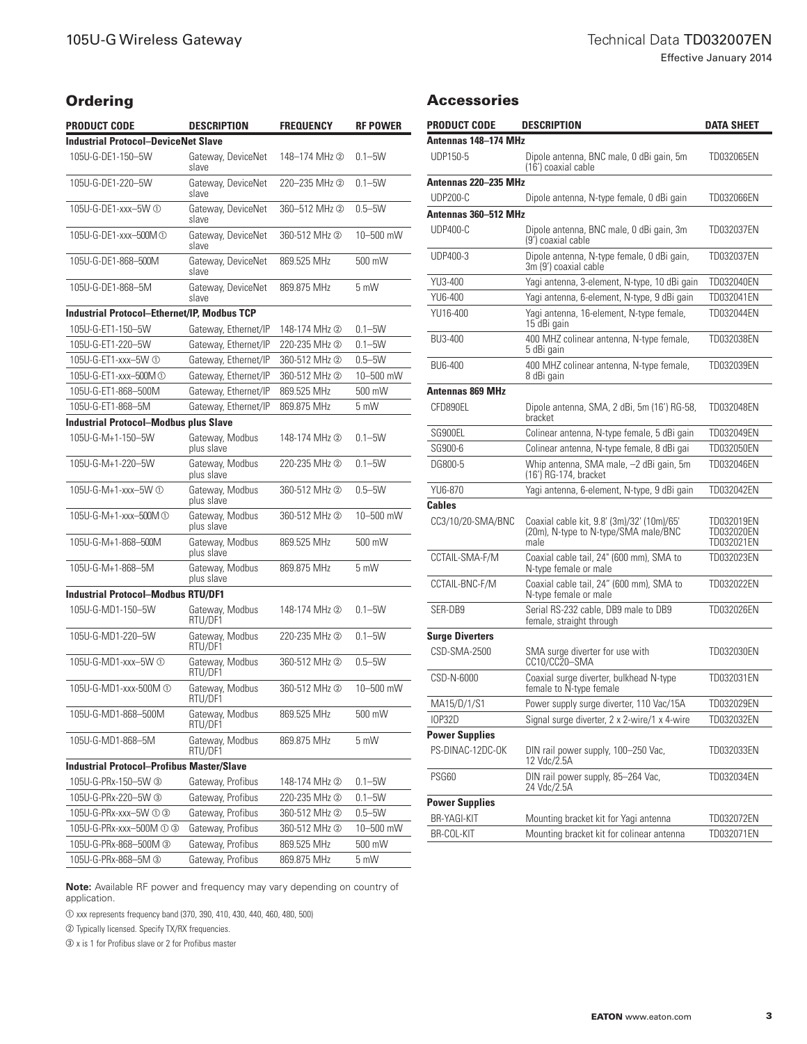## Ordering

| PRODUCT CODE | DESCRIPTION | FREQUENCY | RF POWER |
|---|---|---|---|
| **Industrial Protocol–DeviceNet Slave** | | | |
| 105U-G-DE1-150–5W | Gateway, DeviceNet slave | 148–174 MHz ② | 0.1–5W |
| 105U-G-DE1-220–5W | Gateway, DeviceNet slave | 220–235 MHz ② | 0.1–5W |
| 105U-G-DE1-xxx–5W ① | Gateway, DeviceNet slave | 360–512 MHz ② | 0.5–5W |
| 105U-G-DE1-xxx–500M ① | Gateway, DeviceNet slave | 360-512 MHz ② | 10–500 mW |
| 105U-G-DE1-868–500M | Gateway, DeviceNet slave | 869.525 MHz | 500 mW |
| 105U-G-DE1-868–5M | Gateway, DeviceNet slave | 869.875 MHz | 5 mW |
| **Industrial Protocol–Ethernet/IP, Modbus TCP** | | | |
| 105U-G-ET1-150–5W | Gateway, Ethernet/IP | 148-174 MHz ② | 0.1–5W |
| 105U-G-ET1-220–5W | Gateway, Ethernet/IP | 220-235 MHz ② | 0.1–5W |
| 105U-G-ET1-xxx–5W ① | Gateway, Ethernet/IP | 360-512 MHz ② | 0.5–5W |
| 105U-G-ET1-xxx–500M ① | Gateway, Ethernet/IP | 360-512 MHz ② | 10–500 mW |
| 105U-G-ET1-868–500M | Gateway, Ethernet/IP | 869.525 MHz | 500 mW |
| 105U-G-ET1-868–5M | Gateway, Ethernet/IP | 869.875 MHz | 5 mW |
| **Industrial Protocol–Modbus plus Slave** | | | |
| 105U-G-M+1-150–5W | Gateway, Modbus plus slave | 148-174 MHz ② | 0.1–5W |
| 105U-G-M+1-220–5W | Gateway, Modbus plus slave | 220-235 MHz ② | 0.1–5W |
| 105U-G-M+1-xxx–5W ① | Gateway, Modbus plus slave | 360-512 MHz ② | 0.5–5W |
| 105U-G-M+1-xxx–500M ① | Gateway, Modbus plus slave | 360-512 MHz ② | 10–500 mW |
| 105U-G-M+1-868–500M | Gateway, Modbus plus slave | 869.525 MHz | 500 mW |
| 105U-G-M+1-868–5M | Gateway, Modbus plus slave | 869.875 MHz | 5 mW |
| **Industrial Protocol–Modbus RTU/DF1** | | | |
| 105U-G-MD1-150–5W | Gateway, Modbus RTU/DF1 | 148-174 MHz ② | 0.1–5W |
| 105U-G-MD1-220–5W | Gateway, Modbus RTU/DF1 | 220-235 MHz ② | 0.1–5W |
| 105U-G-MD1-xxx–5W ① | Gateway, Modbus RTU/DF1 | 360-512 MHz ② | 0.5–5W |
| 105U-G-MD1-xxx-500M ① | Gateway, Modbus RTU/DF1 | 360-512 MHz ② | 10–500 mW |
| 105U-G-MD1-868–500M | Gateway, Modbus RTU/DF1 | 869.525 MHz | 500 mW |
| 105U-G-MD1-868–5M | Gateway, Modbus RTU/DF1 | 869.875 MHz | 5 mW |
| **Industrial Protocol–Profibus Master/Slave** | | | |
| 105U-G-PRx-150–5W ③ | Gateway, Profibus | 148-174 MHz ② | 0.1–5W |
| 105U-G-PRx-220–5W ③ | Gateway, Profibus | 220-235 MHz ② | 0.1–5W |
| 105U-G-PRx-xxx–5W ① ③ | Gateway, Profibus | 360-512 MHz ② | 0.5–5W |
| 105U-G-PRx-xxx–500M ① ③ | Gateway, Profibus | 360-512 MHz ② | 10–500 mW |
| 105U-G-PRx-868–500M ③ | Gateway, Profibus | 869.525 MHz | 500 mW |
| 105U-G-PRx-868–5M ③ | Gateway, Profibus | 869.875 MHz | 5 mW |

**Note:** Available RF power and frequency may vary depending on country of application.

① xxx represents frequency band (370, 390, 410, 430, 440, 460, 480, 500)

② Typically licensed. Specify TX/RX frequencies.

③ x is 1 for Profibus slave or 2 for Profibus master

## Accessories

| PRODUCT CODE | DESCRIPTION | DATA SHEET |
|---|---|---|
| **Antennas 148–174 MHz** | | |
| UDP150-5 | Dipole antenna, BNC male, 0 dBi gain, 5m (16') coaxial cable | TD032065EN |
| **Antennas 220–235 MHz** | | |
| UDP200-C | Dipole antenna, N-type female, 0 dBi gain | TD032066EN |
| **Antennas 360–512 MHz** | | |
| UDP400-C | Dipole antenna, BNC male, 0 dBi gain, 3m (9') coaxial cable | TD032037EN |
| UDP400-3 | Dipole antenna, N-type female, 0 dBi gain, 3m (9') coaxial cable | TD032037EN |
| YU3-400 | Yagi antenna, 3-element, N-type, 10 dBi gain | TD032040EN |
| YU6-400 | Yagi antenna, 6-element, N-type, 9 dBi gain | TD032041EN |
| YU16-400 | Yagi antenna, 16-element, N-type female, 15 dBi gain | TD032044EN |
| BU3-400 | 400 MHZ colinear antenna, N-type female, 5 dBi gain | TD032038EN |
| BU6-400 | 400 MHZ colinear antenna, N-type female, 8 dBi gain | TD032039EN |
| **Antennas 869 MHz** | | |
| CFD890EL | Dipole antenna, SMA, 2 dBi, 5m (16') RG-58, bracket | TD032048EN |
| SG900EL | Colinear antenna, N-type female, 5 dBi gain | TD032049EN |
| SG900-6 | Colinear antenna, N-type female, 8 dBi gai | TD032050EN |
| DG800-5 | Whip antenna, SMA male, –2 dBi gain, 5m (16') RG-174, bracket | TD032046EN |
| YU6-870 | Yagi antenna, 6-element, N-type, 9 dBi gain | TD032042EN |
| **Cables** | | |
| CC3/10/20-SMA/BNC | Coaxial cable kit, 9.8' (3m)/32' (10m)/65' (20m), N-type to N-type/SMA male/BNC male | TD032019EN TD032020EN TD032021EN |
| CCTAIL-SMA-F/M | Coaxial cable tail, 24" (600 mm), SMA to N-type female or male | TD032023EN |
| CCTAIL-BNC-F/M | Coaxial cable tail, 24" (600 mm), SMA to N-type female or male | TD032022EN |
| SER-DB9 | Serial RS-232 cable, DB9 male to DB9 female, straight through | TD032026EN |
| **Surge Diverters** | | |
| CSD-SMA-2500 | SMA surge diverter for use with CC10/CC20–SMA | TD032030EN |
| CSD-N-6000 | Coaxial surge diverter, bulkhead N-type female to N-type female | TD032031EN |
| MA15/D/1/S1 | Power supply surge diverter, 110 Vac/15A | TD032029EN |
| IOP32D | Signal surge diverter, 2 x 2-wire/1 x 4-wire | TD032032EN |
| **Power Supplies** | | |
| PS-DINAC-12DC-OK | DIN rail power supply, 100–250 Vac, 12 Vdc/2.5A | TD032033EN |
| PSG60 | DIN rail power supply, 85–264 Vac, 24 Vdc/2.5A | TD032034EN |
| **Power Supplies** | | |
| BR-YAGI-KIT | Mounting bracket kit for Yagi antenna | TD032072EN |
| BR-COL-KIT | Mounting bracket kit for colinear antenna | TD032071EN |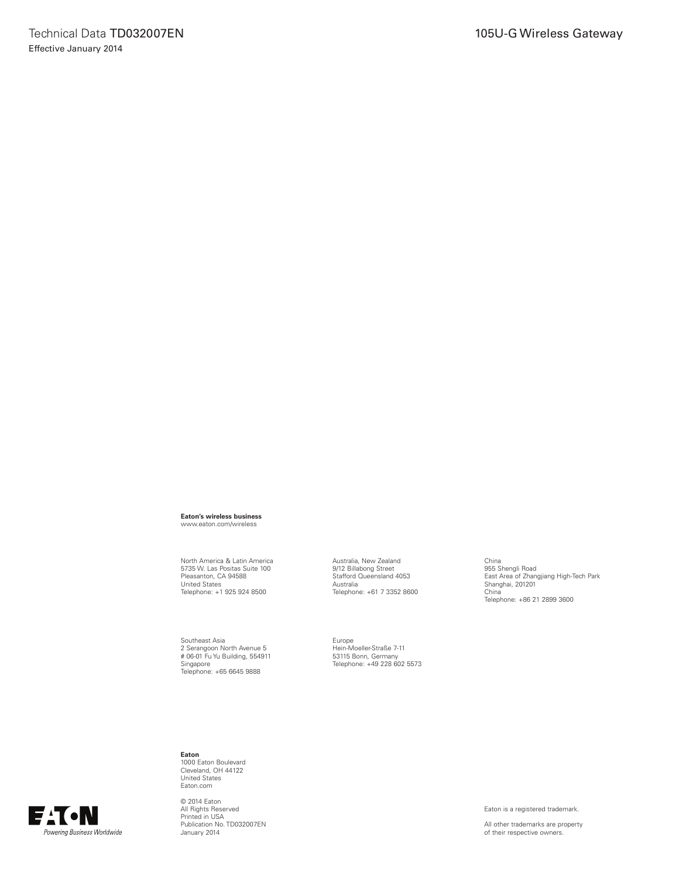**Eaton's wireless business**
www.eaton.com/wireless

North America & Latin America
5735 W. Las Positas Suite 100
Pleasanton, CA 94588
United States
Telephone: +1 925 924 8500

Australia, New Zealand
9/12 Billabong Street
Stafford Queensland 4053
Australia
Telephone: +61 7 3352 8600

China
955 Shengli Road
East Area of Zhangjiang High-Tech Park
Shanghai, 201201
China
Telephone: +86 21 2899 3600

Southeast Asia
2 Serangoon North Avenue 5
# 06-01 Fu Yu Building, 554911
Singapore
Telephone: +65 6645 9888

Europe
Hein-Moeller-Straße 7-11
53115 Bonn, Germany
Telephone: +49 228 602 5573

**Eaton**
1000 Eaton Boulevard
Cleveland, OH 44122
United States
Eaton.com

© 2014 Eaton
All Rights Reserved
Printed in USA
Publication No. TD032007EN
January 2014

EATON
*Powering Business Worldwide*

Eaton is a registered trademark.

All other trademarks are property of their respective owners.